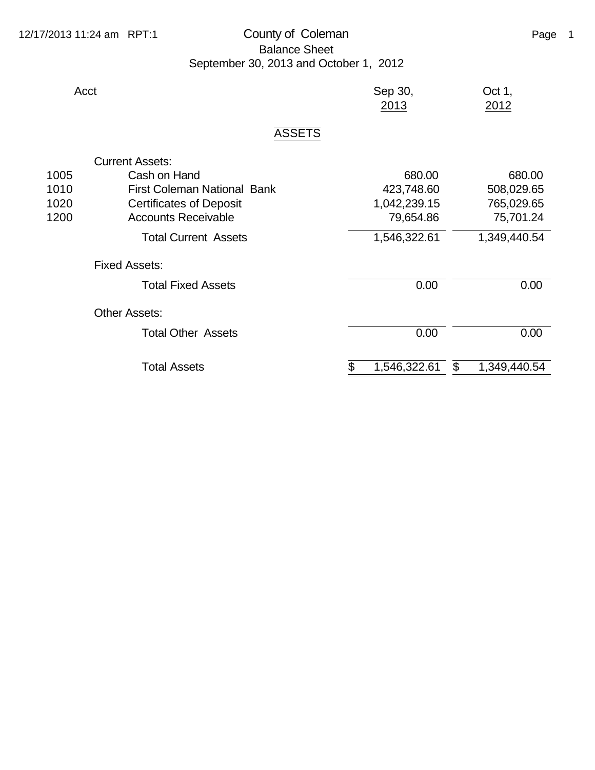# County of Coleman

## Balance Sheet

### September 30, 2013 and October 1, 2012

| Acct | | Sep 30, 2013 | Oct 1, 2012 |
|---|---|---|---|
| | **ASSETS** | | |
| | Current Assets: | | |
| 1005 | Cash on Hand | 680.00 | 680.00 |
| 1010 | First Coleman National Bank | 423,748.60 | 508,029.65 |
| 1020 | Certificates of Deposit | 1,042,239.15 | 765,029.65 |
| 1200 | Accounts Receivable | 79,654.86 | 75,701.24 |
| | Total Current Assets | 1,546,322.61 | 1,349,440.54 |
| | Fixed Assets: | | |
| | Total Fixed Assets | 0.00 | 0.00 |
| | Other Assets: | | |
| | Total Other Assets | 0.00 | 0.00 |
| | Total Assets | $ 1,546,322.61 | $ 1,349,440.54 |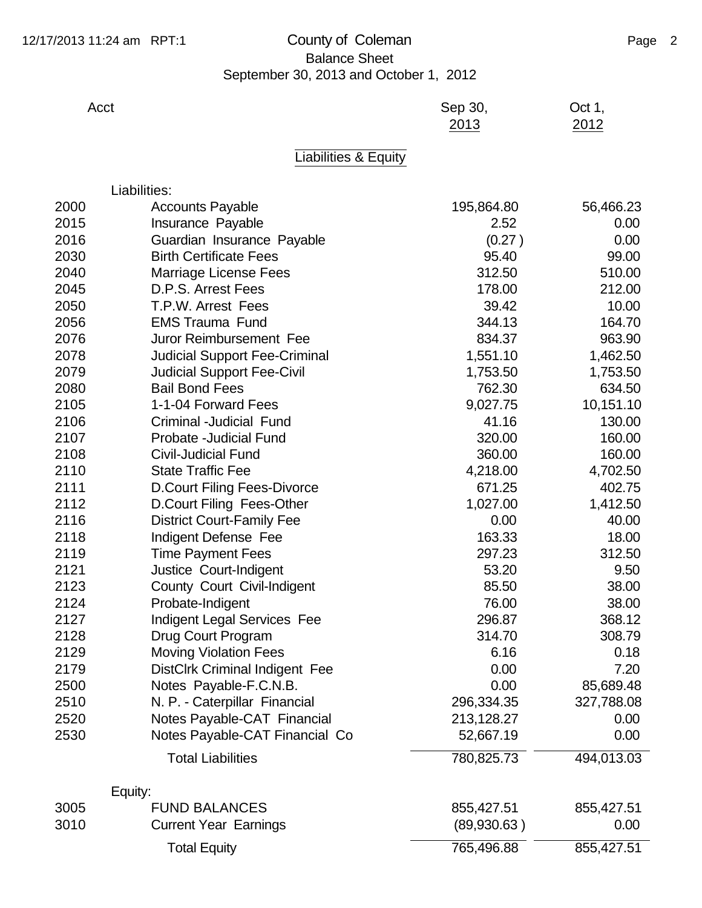# County of Coleman

## Balance Sheet

September 30, 2013 and October 1, 2012

| Acct | | Sep 30, 2013 | Oct 1, 2012 |
|---|---|---|---|
| | **Liabilities & Equity** | | |
| | Liabilities: | | |
| 2000 | Accounts Payable | 195,864.80 | 56,466.23 |
| 2015 | Insurance Payable | 2.52 | 0.00 |
| 2016 | Guardian Insurance Payable | (0.27) | 0.00 |
| 2030 | Birth Certificate Fees | 95.40 | 99.00 |
| 2040 | Marriage License Fees | 312.50 | 510.00 |
| 2045 | D.P.S. Arrest Fees | 178.00 | 212.00 |
| 2050 | T.P.W. Arrest Fees | 39.42 | 10.00 |
| 2056 | EMS Trauma Fund | 344.13 | 164.70 |
| 2076 | Juror Reimbursement Fee | 834.37 | 963.90 |
| 2078 | Judicial Support Fee-Criminal | 1,551.10 | 1,462.50 |
| 2079 | Judicial Support Fee-Civil | 1,753.50 | 1,753.50 |
| 2080 | Bail Bond Fees | 762.30 | 634.50 |
| 2105 | 1-1-04 Forward Fees | 9,027.75 | 10,151.10 |
| 2106 | Criminal -Judicial Fund | 41.16 | 130.00 |
| 2107 | Probate -Judicial Fund | 320.00 | 160.00 |
| 2108 | Civil-Judicial Fund | 360.00 | 160.00 |
| 2110 | State Traffic Fee | 4,218.00 | 4,702.50 |
| 2111 | D.Court Filing Fees-Divorce | 671.25 | 402.75 |
| 2112 | D.Court Filing Fees-Other | 1,027.00 | 1,412.50 |
| 2116 | District Court-Family Fee | 0.00 | 40.00 |
| 2118 | Indigent Defense Fee | 163.33 | 18.00 |
| 2119 | Time Payment Fees | 297.23 | 312.50 |
| 2121 | Justice Court-Indigent | 53.20 | 9.50 |
| 2123 | County Court Civil-Indigent | 85.50 | 38.00 |
| 2124 | Probate-Indigent | 76.00 | 38.00 |
| 2127 | Indigent Legal Services Fee | 296.87 | 368.12 |
| 2128 | Drug Court Program | 314.70 | 308.79 |
| 2129 | Moving Violation Fees | 6.16 | 0.18 |
| 2179 | DistClrk Criminal Indigent Fee | 0.00 | 7.20 |
| 2500 | Notes Payable-F.C.N.B. | 0.00 | 85,689.48 |
| 2510 | N. P. - Caterpillar Financial | 296,334.35 | 327,788.08 |
| 2520 | Notes Payable-CAT Financial | 213,128.27 | 0.00 |
| 2530 | Notes Payable-CAT Financial Co | 52,667.19 | 0.00 |
| | Total Liabilities | 780,825.73 | 494,013.03 |
| | Equity: | | |
| 3005 | FUND BALANCES | 855,427.51 | 855,427.51 |
| 3010 | Current Year Earnings | (89,930.63) | 0.00 |
| | Total Equity | 765,496.88 | 855,427.51 |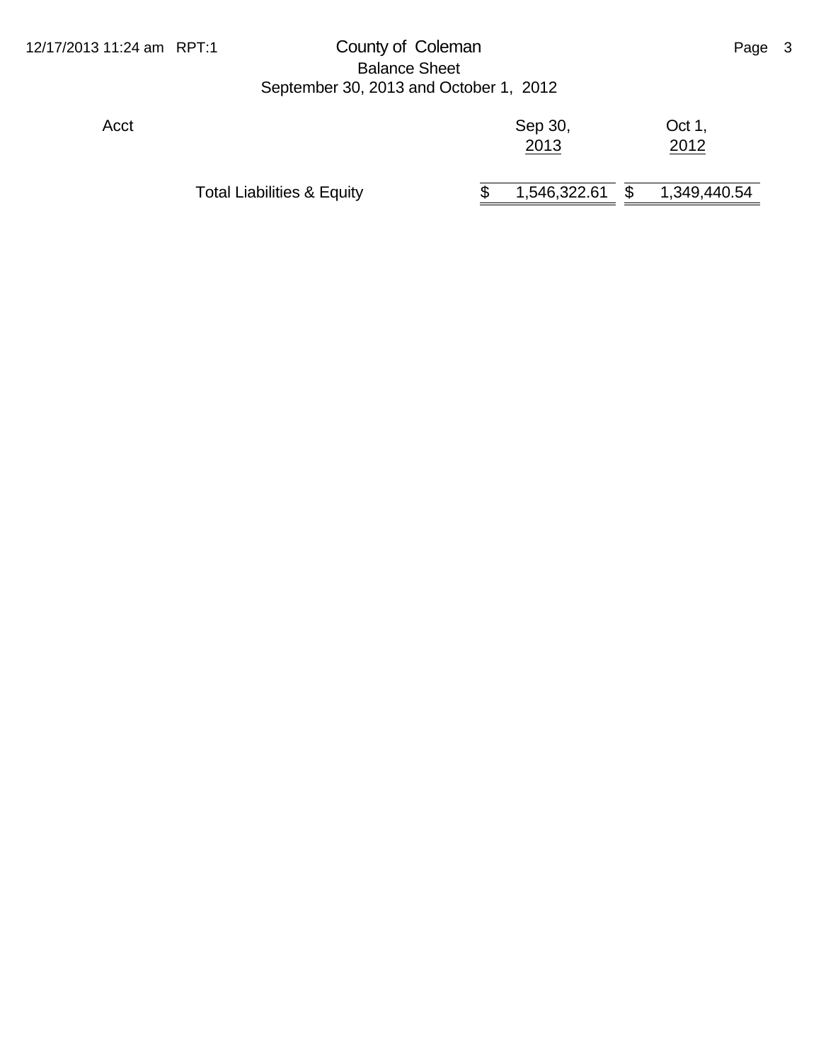# County of Coleman

## Balance Sheet

### September 30, 2013 and October 1, 2012

| Acct | | Sep 30, 2013 | Oct 1, 2012 |
|---|---|---|---|
| | Total Liabilities & Equity | $ 1,546,322.61 | $ 1,349,440.54 |